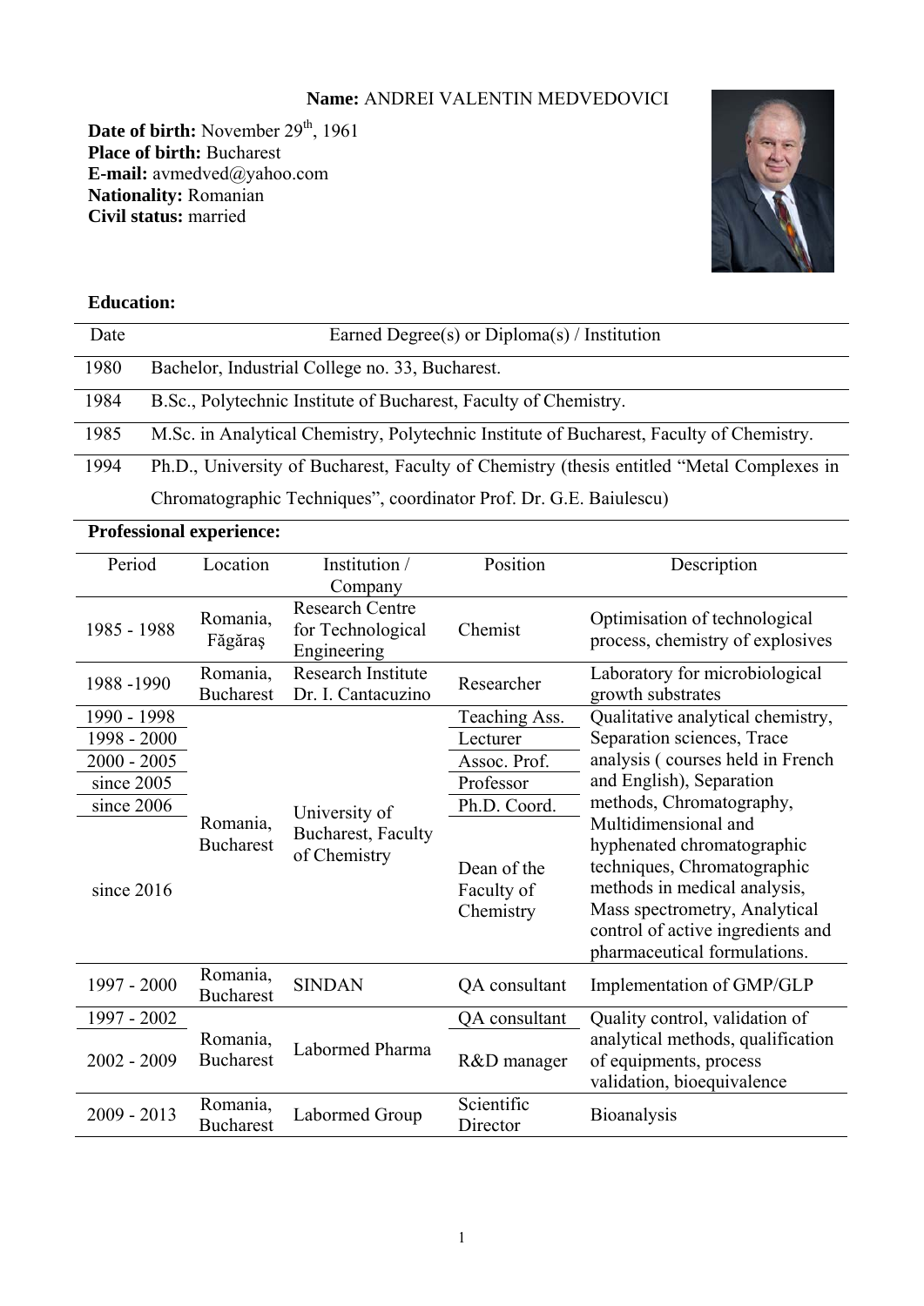**Name:** ANDREI VALENTIN MEDVEDOVICI

**Date of birth:** November 29th, 1961
**Place of birth:** Bucharest
**E-mail:** avmedved@yahoo.com
**Nationality:** Romanian
**Civil status:** married

**Education:**

| Date | Earned Degree(s) or Diploma(s) / Institution |
|---|---|
| 1980 | Bachelor, Industrial College no. 33, Bucharest. |
| 1984 | B.Sc., Polytechnic Institute of Bucharest, Faculty of Chemistry. |
| 1985 | M.Sc. in Analytical Chemistry, Polytechnic Institute of Bucharest, Faculty of Chemistry. |
| 1994 | Ph.D., University of Bucharest, Faculty of Chemistry (thesis entitled "Metal Complexes in Chromatographic Techniques", coordinator Prof. Dr. G.E. Baiulescu) |

**Professional experience:**

| Period | Location | Institution / Company | Position | Description |
|---|---|---|---|---|
| 1985 - 1988 | Romania, Făgăraş | Research Centre for Technological Engineering | Chemist | Optimisation of technological process, chemistry of explosives |
| 1988 -1990 | Romania, Bucharest | Research Institute Dr. I. Cantacuzino | Researcher | Laboratory for microbiological growth substrates |
| 1990 - 1998 | Romania, Bucharest | University of Bucharest, Faculty of Chemistry | Teaching Ass. | Qualitative analytical chemistry, Separation sciences, Trace analysis ( courses held in French and English), Separation methods, Chromatography, Multidimensional and hyphenated chromatographic techniques, Chromatographic methods in medical analysis, Mass spectrometry, Analytical control of active ingredients and pharmaceutical formulations. |
| 1998 - 2000 | | | Lecturer | |
| 2000 - 2005 | | | Assoc. Prof. | |
| since 2005 | | | Professor | |
| since 2006 | | | Ph.D. Coord. | |
| since 2016 | | | Dean of the Faculty of Chemistry | |
| 1997 - 2000 | Romania, Bucharest | SINDAN | QA consultant | Implementation of GMP/GLP |
| 1997 - 2002 | Romania, Bucharest | Labormed Pharma | QA consultant | Quality control, validation of analytical methods, qualification of equipments, process validation, bioequivalence |
| 2002 - 2009 | | | R&D manager | |
| 2009 - 2013 | Romania, Bucharest | Labormed Group | Scientific Director | Bioanalysis |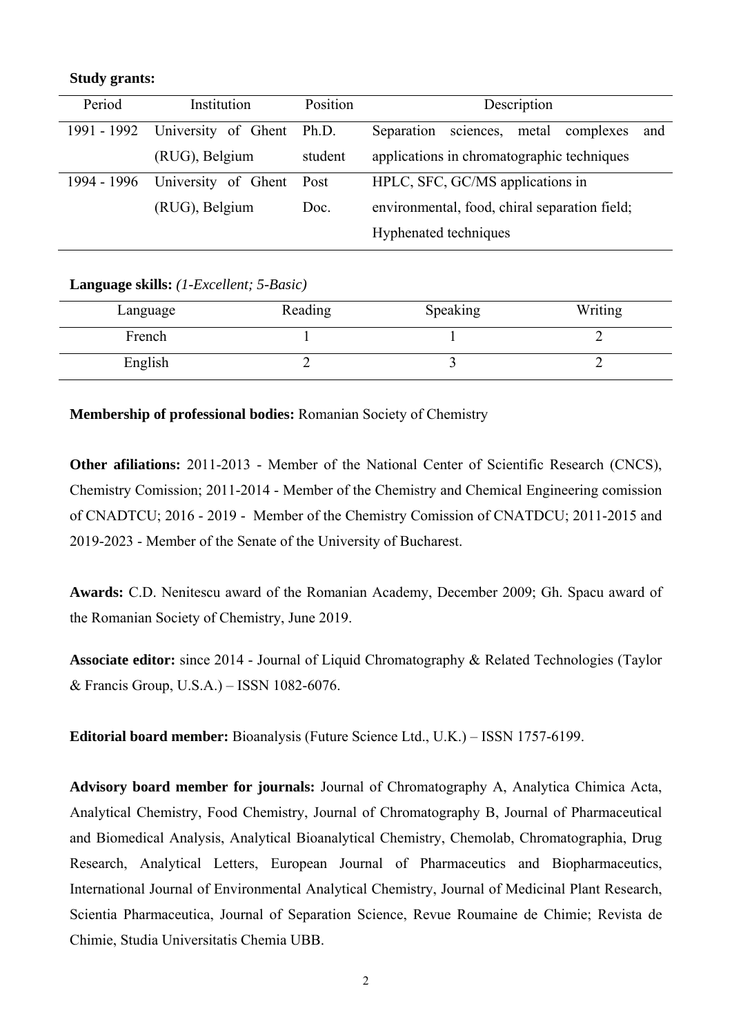**Study grants:**

| Period | Institution | Position | Description |
|---|---|---|---|
| 1991 - 1992 | University of Ghent (RUG), Belgium | Ph.D. student | Separation sciences, metal complexes and applications in chromatographic techniques |
| 1994 - 1996 | University of Ghent (RUG), Belgium | Post Doc. | HPLC, SFC, GC/MS applications in environmental, food, chiral separation field; Hyphenated techniques |

**Language skills:** *(1-Excellent; 5-Basic)*

| Language | Reading | Speaking | Writing |
|---|---|---|---|
| French | 1 | 1 | 2 |
| English | 2 | 3 | 2 |

**Membership of professional bodies:** Romanian Society of Chemistry

**Other afiliations:** 2011-2013 - Member of the National Center of Scientific Research (CNCS), Chemistry Comission; 2011-2014 - Member of the Chemistry and Chemical Engineering comission of CNADTCU; 2016 - 2019 - Member of the Chemistry Comission of CNATDCU; 2011-2015 and 2019-2023 - Member of the Senate of the University of Bucharest.

**Awards:** C.D. Nenitescu award of the Romanian Academy, December 2009; Gh. Spacu award of the Romanian Society of Chemistry, June 2019.

**Associate editor:** since 2014 - Journal of Liquid Chromatography & Related Technologies (Taylor & Francis Group, U.S.A.) – ISSN 1082-6076.

**Editorial board member:** Bioanalysis (Future Science Ltd., U.K.) – ISSN 1757-6199.

**Advisory board member for journals:** Journal of Chromatography A, Analytica Chimica Acta, Analytical Chemistry, Food Chemistry, Journal of Chromatography B, Journal of Pharmaceutical and Biomedical Analysis, Analytical Bioanalytical Chemistry, Chemolab, Chromatographia, Drug Research, Analytical Letters, European Journal of Pharmaceutics and Biopharmaceutics, International Journal of Environmental Analytical Chemistry, Journal of Medicinal Plant Research, Scientia Pharmaceutica, Journal of Separation Science, Revue Roumaine de Chimie; Revista de Chimie, Studia Universitatis Chemia UBB.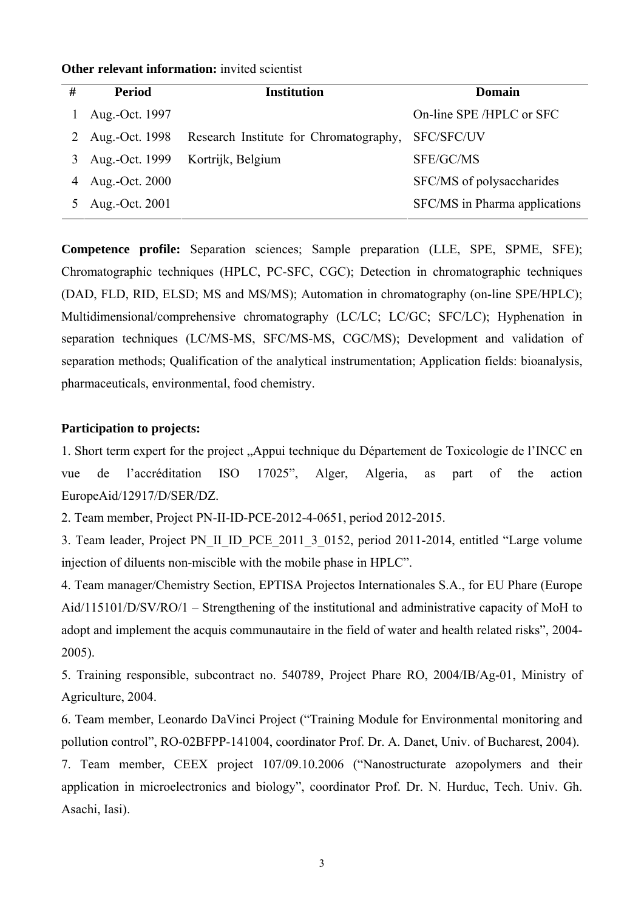**Other relevant information:** invited scientist

| # | Period | Institution | Domain |
|---|---|---|---|
| 1 | Aug.-Oct. 1997 | Research Institute for Chromatography, Kortrijk, Belgium | On-line SPE /HPLC or SFC |
| 2 | Aug.-Oct. 1998 | | SFC/SFC/UV |
| 3 | Aug.-Oct. 1999 | | SFE/GC/MS |
| 4 | Aug.-Oct. 2000 | | SFC/MS of polysaccharides |
| 5 | Aug.-Oct. 2001 | | SFC/MS in Pharma applications |

**Competence profile:** Separation sciences; Sample preparation (LLE, SPE, SPME, SFE); Chromatographic techniques (HPLC, PC-SFC, CGC); Detection in chromatographic techniques (DAD, FLD, RID, ELSD; MS and MS/MS); Automation in chromatography (on-line SPE/HPLC); Multidimensional/comprehensive chromatography (LC/LC; LC/GC; SFC/LC); Hyphenation in separation techniques (LC/MS-MS, SFC/MS-MS, CGC/MS); Development and validation of separation methods; Qualification of the analytical instrumentation; Application fields: bioanalysis, pharmaceuticals, environmental, food chemistry.

**Participation to projects:**

1. Short term expert for the project „Appui technique du Département de Toxicologie de l'INCC en vue de l'accréditation ISO 17025", Alger, Algeria, as part of the action EuropeAid/12917/D/SER/DZ.
2. Team member, Project PN-II-ID-PCE-2012-4-0651, period 2012-2015.
3. Team leader, Project PN_II_ID_PCE_2011_3_0152, period 2011-2014, entitled "Large volume injection of diluents non-miscible with the mobile phase in HPLC".
4. Team manager/Chemistry Section, EPTISA Projectos Internationales S.A., for EU Phare (Europe Aid/115101/D/SV/RO/1 – Strengthening of the institutional and administrative capacity of MoH to adopt and implement the acquis communautaire in the field of water and health related risks", 2004-2005).
5. Training responsible, subcontract no. 540789, Project Phare RO, 2004/IB/Ag-01, Ministry of Agriculture, 2004.
6. Team member, Leonardo DaVinci Project ("Training Module for Environmental monitoring and pollution control", RO-02BFPP-141004, coordinator Prof. Dr. A. Danet, Univ. of Bucharest, 2004).
7. Team member, CEEX project 107/09.10.2006 ("Nanostructurate azopolymers and their application in microelectronics and biology", coordinator Prof. Dr. N. Hurduc, Tech. Univ. Gh. Asachi, Iasi).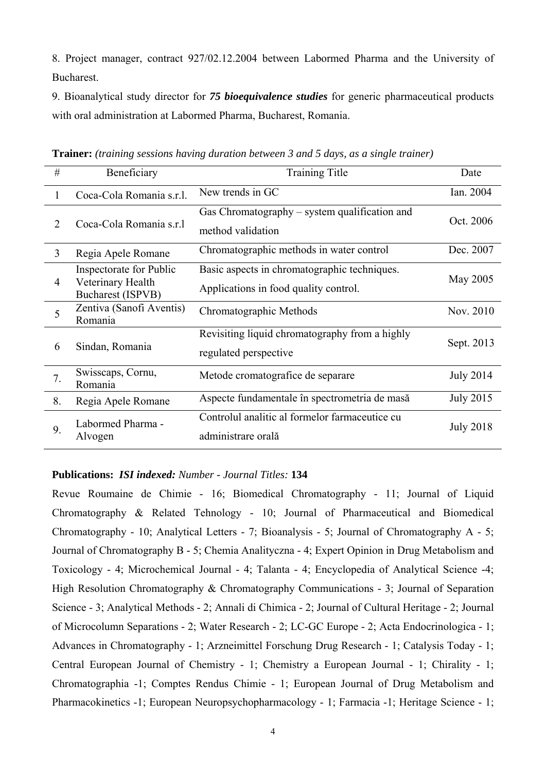8. Project manager, contract 927/02.12.2004 between Labormed Pharma and the University of Bucharest.

9. Bioanalytical study director for ***75 bioequivalence studies*** for generic pharmaceutical products with oral administration at Labormed Pharma, Bucharest, Romania.

**Trainer:** *(training sessions having duration between 3 and 5 days, as a single trainer)*

| # | Beneficiary | Training Title | Date |
|---|---|---|---|
| 1 | Coca-Cola Romania s.r.l. | New trends in GC | Ian. 2004 |
| 2 | Coca-Cola Romania s.r.l | Gas Chromatography – system qualification and method validation | Oct. 2006 |
| 3 | Regia Apele Romane | Chromatographic methods in water control | Dec. 2007 |
| 4 | Inspectorate for Public Veterinary Health Bucharest (ISPVB) | Basic aspects in chromatographic techniques. Applications in food quality control. | May 2005 |
| 5 | Zentiva (Sanofi Aventis) Romania | Chromatographic Methods | Nov. 2010 |
| 6 | Sindan, Romania | Revisiting liquid chromatography from a highly regulated perspective | Sept. 2013 |
| 7. | Swisscaps, Cornu, Romania | Metode cromatografice de separare | July 2014 |
| 8. | Regia Apele Romane | Aspecte fundamentale în spectrometria de masă | July 2015 |
| 9. | Labormed Pharma - Alvogen | Controlul analitic al formelor farmaceutice cu administrare orală | July 2018 |

**Publications:** ***ISI indexed:*** *Number - Journal Titles:* **134**

Revue Roumaine de Chimie - 16; Biomedical Chromatography - 11; Journal of Liquid Chromatography & Related Tehnology - 10; Journal of Pharmaceutical and Biomedical Chromatography - 10; Analytical Letters - 7; Bioanalysis - 5; Journal of Chromatography A - 5; Journal of Chromatography B - 5; Chemia Analityczna - 4; Expert Opinion in Drug Metabolism and Toxicology - 4; Microchemical Journal - 4; Talanta - 4; Encyclopedia of Analytical Science -4; High Resolution Chromatography & Chromatography Communications - 3; Journal of Separation Science - 3; Analytical Methods - 2; Annali di Chimica - 2; Journal of Cultural Heritage - 2; Journal of Microcolumn Separations - 2; Water Research - 2; LC-GC Europe - 2; Acta Endocrinologica - 1; Advances in Chromatography - 1; Arzneimittel Forschung Drug Research - 1; Catalysis Today - 1; Central European Journal of Chemistry - 1; Chemistry a European Journal - 1; Chirality - 1; Chromatographia -1; Comptes Rendus Chimie - 1; European Journal of Drug Metabolism and Pharmacokinetics -1; European Neuropsychopharmacology - 1; Farmacia -1; Heritage Science - 1;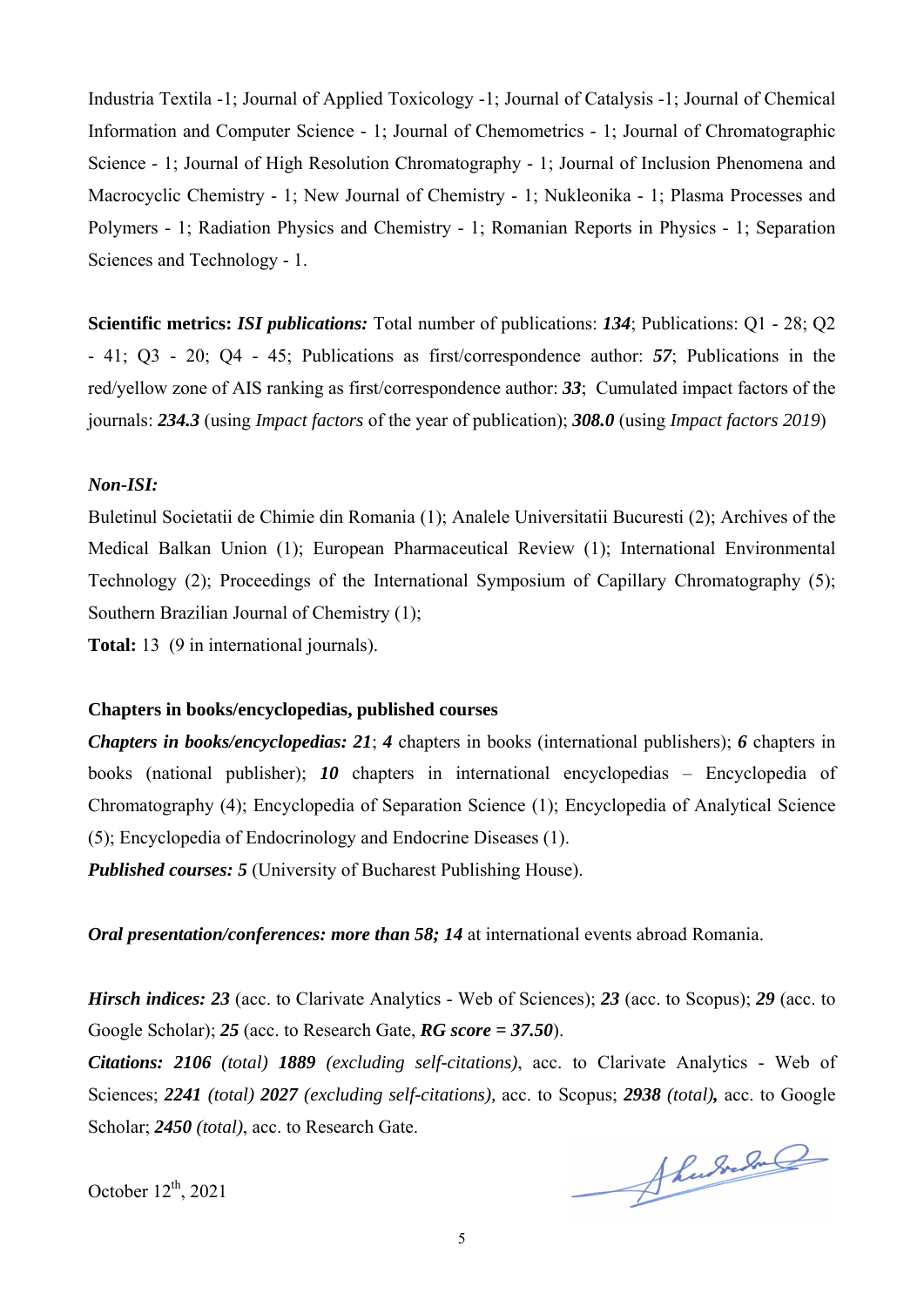Industria Textila -1; Journal of Applied Toxicology -1; Journal of Catalysis -1; Journal of Chemical Information and Computer Science - 1; Journal of Chemometrics - 1; Journal of Chromatographic Science - 1; Journal of High Resolution Chromatography - 1; Journal of Inclusion Phenomena and Macrocyclic Chemistry - 1; New Journal of Chemistry - 1; Nukleonika - 1; Plasma Processes and Polymers - 1; Radiation Physics and Chemistry - 1; Romanian Reports in Physics - 1; Separation Sciences and Technology - 1.

**Scientific metrics:** ***ISI publications:*** Total number of publications: ***134***; Publications: Q1 - 28; Q2 - 41; Q3 - 20; Q4 - 45; Publications as first/correspondence author: ***57***; Publications in the red/yellow zone of AIS ranking as first/correspondence author: ***33***; Cumulated impact factors of the journals: ***234.3*** (using *Impact factors* of the year of publication); ***308.0*** (using *Impact factors 2019*)

***Non-ISI:***

Buletinul Societatii de Chimie din Romania (1); Analele Universitatii Bucuresti (2); Archives of the Medical Balkan Union (1); European Pharmaceutical Review (1); International Environmental Technology (2); Proceedings of the International Symposium of Capillary Chromatography (5); Southern Brazilian Journal of Chemistry (1);

**Total:** 13 (9 in international journals).

**Chapters in books/encyclopedias, published courses**

***Chapters in books/encyclopedias: 21***; ***4*** chapters in books (international publishers); ***6*** chapters in books (national publisher); ***10*** chapters in international encyclopedias – Encyclopedia of Chromatography (4); Encyclopedia of Separation Science (1); Encyclopedia of Analytical Science (5); Encyclopedia of Endocrinology and Endocrine Diseases (1).

***Published courses: 5*** (University of Bucharest Publishing House).

***Oral presentation/conferences: more than 58; 14*** at international events abroad Romania.

***Hirsch indices: 23*** (acc. to Clarivate Analytics - Web of Sciences); ***23*** (acc. to Scopus); ***29*** (acc. to Google Scholar); ***25*** (acc. to Research Gate, ***RG score = 37.50***).

***Citations: 2106*** *(total)* ***1889*** *(excluding self-citations)*, acc. to Clarivate Analytics - Web of Sciences; ***2241*** *(total)* ***2027*** *(excluding self-citations)*, acc. to Scopus; ***2938*** *(total)****,*** acc. to Google Scholar; ***2450*** *(total)*, acc. to Research Gate.

October 12th, 2021